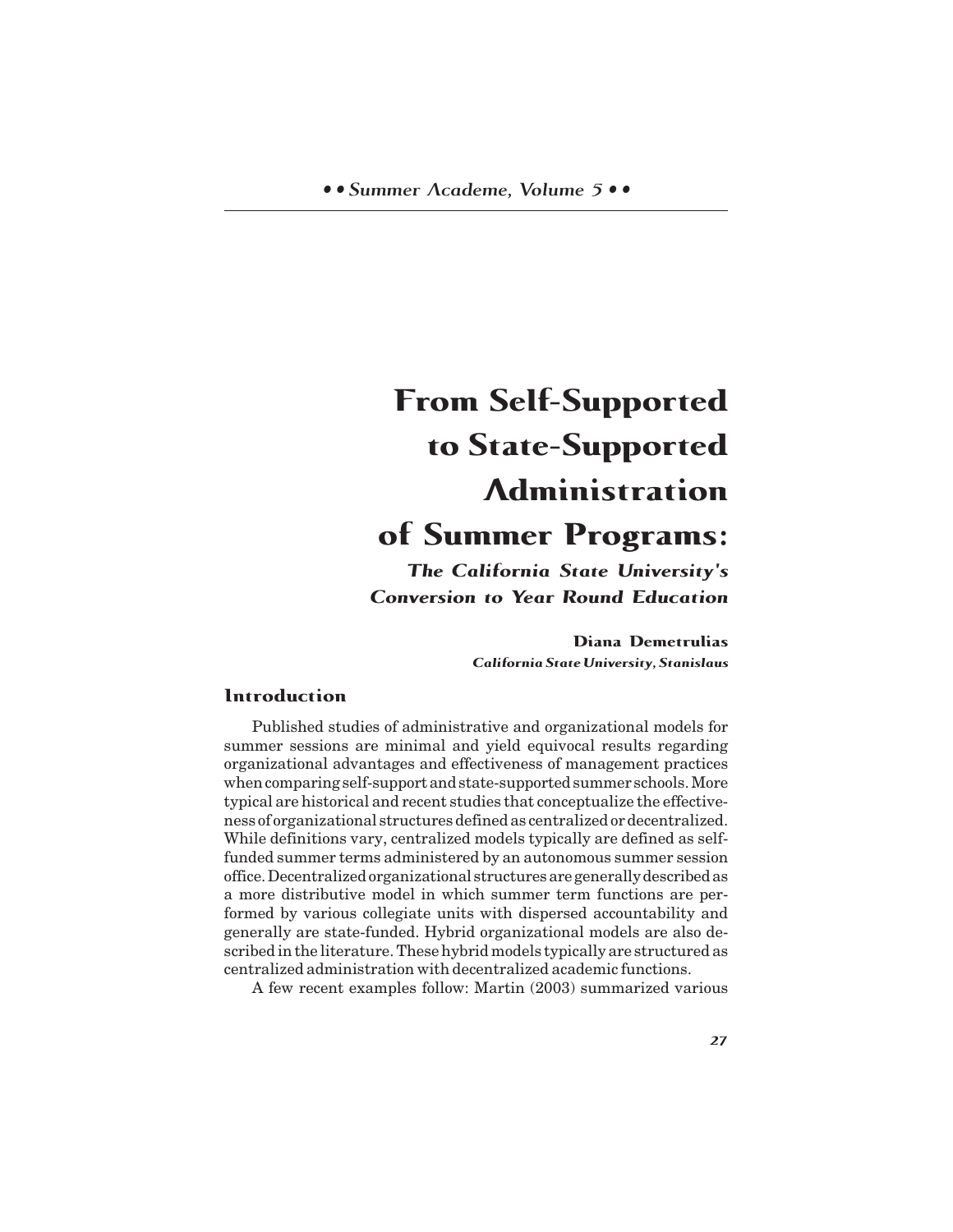# From Self-Supported to State-Supported Administration of Summer Programs:

## *The California State University's Conversion to Year Round Education*

**Diana Demetrulias**
*California State University, Stanislaus*

### Introduction

Published studies of administrative and organizational models for summer sessions are minimal and yield equivocal results regarding organizational advantages and effectiveness of management practices when comparing self-support and state-supported summer schools. More typical are historical and recent studies that conceptualize the effectiveness of organizational structures defined as centralized or decentralized. While definitions vary, centralized models typically are defined as self-funded summer terms administered by an autonomous summer session office. Decentralized organizational structures are generally described as a more distributive model in which summer term functions are performed by various collegiate units with dispersed accountability and generally are state-funded. Hybrid organizational models are also described in the literature. These hybrid models typically are structured as centralized administration with decentralized academic functions.

A few recent examples follow: Martin (2003) summarized various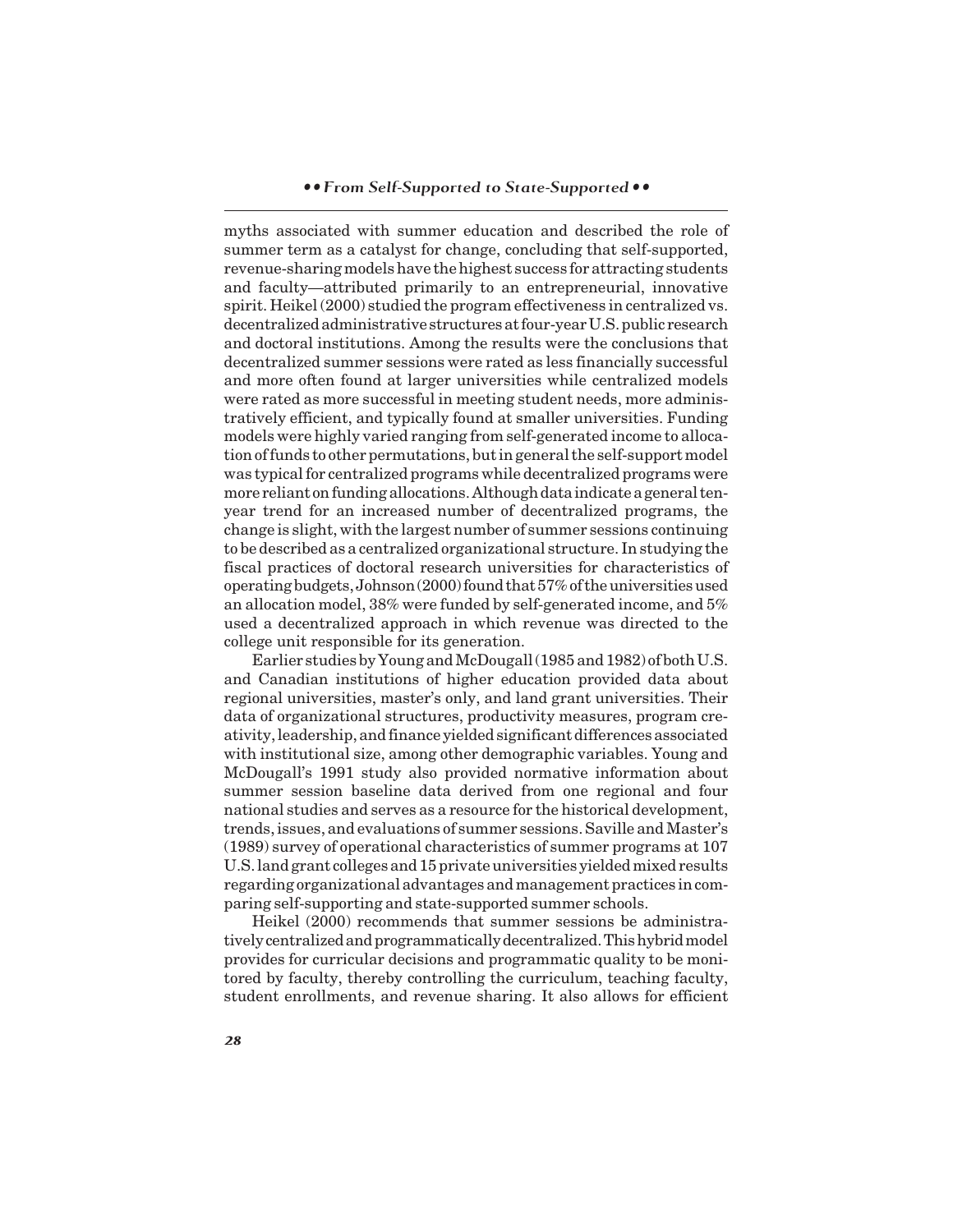myths associated with summer education and described the role of summer term as a catalyst for change, concluding that self-supported, revenue-sharing models have the highest success for attracting students and faculty—attributed primarily to an entrepreneurial, innovative spirit. Heikel (2000) studied the program effectiveness in centralized vs. decentralized administrative structures at four-year U.S. public research and doctoral institutions. Among the results were the conclusions that decentralized summer sessions were rated as less financially successful and more often found at larger universities while centralized models were rated as more successful in meeting student needs, more administratively efficient, and typically found at smaller universities. Funding models were highly varied ranging from self-generated income to allocation of funds to other permutations, but in general the self-support model was typical for centralized programs while decentralized programs were more reliant on funding allocations. Although data indicate a general ten-year trend for an increased number of decentralized programs, the change is slight, with the largest number of summer sessions continuing to be described as a centralized organizational structure. In studying the fiscal practices of doctoral research universities for characteristics of operating budgets, Johnson (2000) found that 57% of the universities used an allocation model, 38% were funded by self-generated income, and 5% used a decentralized approach in which revenue was directed to the college unit responsible for its generation.

Earlier studies by Young and McDougall (1985 and 1982) of both U.S. and Canadian institutions of higher education provided data about regional universities, master's only, and land grant universities. Their data of organizational structures, productivity measures, program creativity, leadership, and finance yielded significant differences associated with institutional size, among other demographic variables. Young and McDougall's 1991 study also provided normative information about summer session baseline data derived from one regional and four national studies and serves as a resource for the historical development, trends, issues, and evaluations of summer sessions. Saville and Master's (1989) survey of operational characteristics of summer programs at 107 U.S. land grant colleges and 15 private universities yielded mixed results regarding organizational advantages and management practices in comparing self-supporting and state-supported summer schools.

Heikel (2000) recommends that summer sessions be administratively centralized and programmatically decentralized. This hybrid model provides for curricular decisions and programmatic quality to be monitored by faculty, thereby controlling the curriculum, teaching faculty, student enrollments, and revenue sharing. It also allows for efficient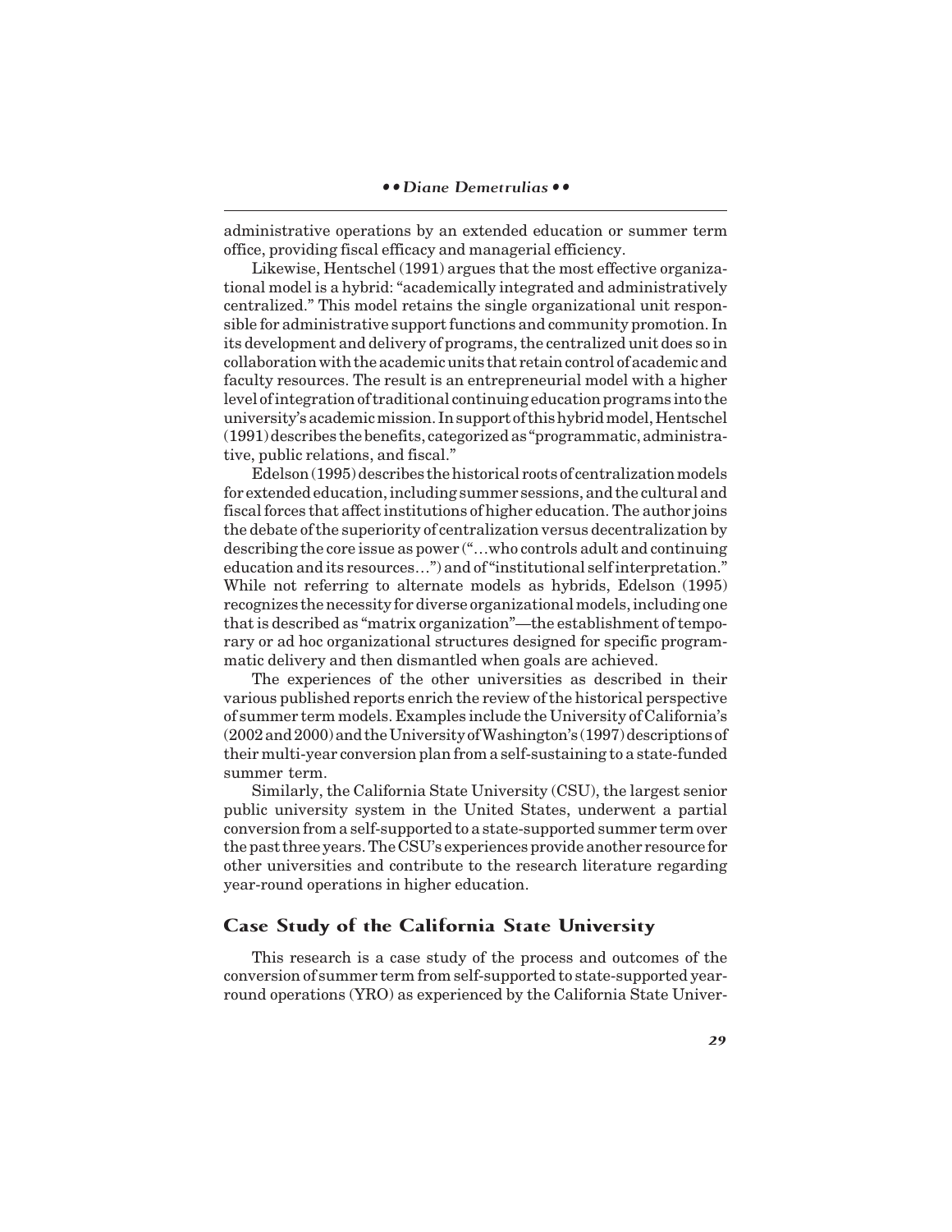administrative operations by an extended education or summer term office, providing fiscal efficacy and managerial efficiency.

Likewise, Hentschel (1991) argues that the most effective organizational model is a hybrid: "academically integrated and administratively centralized." This model retains the single organizational unit responsible for administrative support functions and community promotion. In its development and delivery of programs, the centralized unit does so in collaboration with the academic units that retain control of academic and faculty resources. The result is an entrepreneurial model with a higher level of integration of traditional continuing education programs into the university's academic mission. In support of this hybrid model, Hentschel (1991) describes the benefits, categorized as "programmatic, administrative, public relations, and fiscal."

Edelson (1995) describes the historical roots of centralization models for extended education, including summer sessions, and the cultural and fiscal forces that affect institutions of higher education. The author joins the debate of the superiority of centralization versus decentralization by describing the core issue as power ("…who controls adult and continuing education and its resources…") and of "institutional self interpretation." While not referring to alternate models as hybrids, Edelson (1995) recognizes the necessity for diverse organizational models, including one that is described as "matrix organization"—the establishment of temporary or ad hoc organizational structures designed for specific programmatic delivery and then dismantled when goals are achieved.

The experiences of the other universities as described in their various published reports enrich the review of the historical perspective of summer term models. Examples include the University of California's (2002 and 2000) and the University of Washington's (1997) descriptions of their multi-year conversion plan from a self-sustaining to a state-funded summer term.

Similarly, the California State University (CSU), the largest senior public university system in the United States, underwent a partial conversion from a self-supported to a state-supported summer term over the past three years. The CSU's experiences provide another resource for other universities and contribute to the research literature regarding year-round operations in higher education.

## Case Study of the California State University

This research is a case study of the process and outcomes of the conversion of summer term from self-supported to state-supported year-round operations (YRO) as experienced by the California State Univer-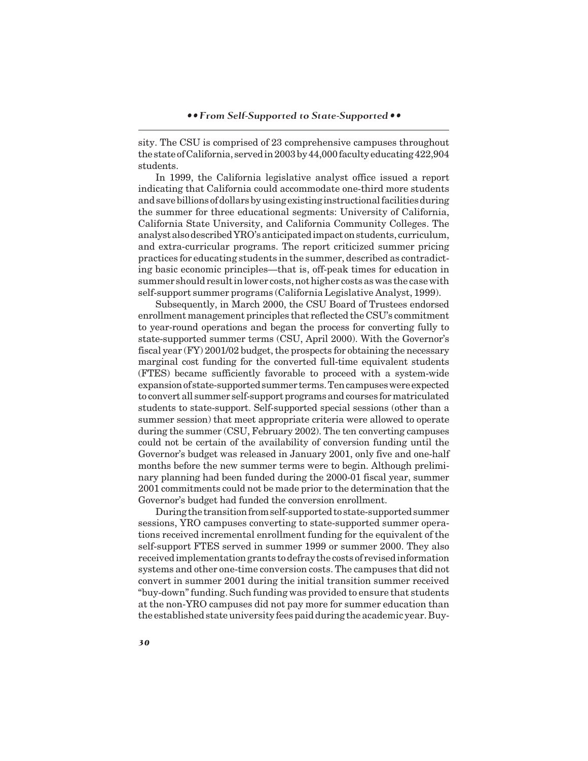sity. The CSU is comprised of 23 comprehensive campuses throughout the state of California, served in 2003 by 44,000 faculty educating 422,904 students.

In 1999, the California legislative analyst office issued a report indicating that California could accommodate one-third more students and save billions of dollars by using existing instructional facilities during the summer for three educational segments: University of California, California State University, and California Community Colleges. The analyst also described YRO's anticipated impact on students, curriculum, and extra-curricular programs. The report criticized summer pricing practices for educating students in the summer, described as contradicting basic economic principles—that is, off-peak times for education in summer should result in lower costs, not higher costs as was the case with self-support summer programs (California Legislative Analyst, 1999).

Subsequently, in March 2000, the CSU Board of Trustees endorsed enrollment management principles that reflected the CSU's commitment to year-round operations and began the process for converting fully to state-supported summer terms (CSU, April 2000). With the Governor's fiscal year (FY) 2001/02 budget, the prospects for obtaining the necessary marginal cost funding for the converted full-time equivalent students (FTES) became sufficiently favorable to proceed with a system-wide expansion of state-supported summer terms. Ten campuses were expected to convert all summer self-support programs and courses for matriculated students to state-support. Self-supported special sessions (other than a summer session) that meet appropriate criteria were allowed to operate during the summer (CSU, February 2002). The ten converting campuses could not be certain of the availability of conversion funding until the Governor's budget was released in January 2001, only five and one-half months before the new summer terms were to begin. Although preliminary planning had been funded during the 2000-01 fiscal year, summer 2001 commitments could not be made prior to the determination that the Governor's budget had funded the conversion enrollment.

During the transition from self-supported to state-supported summer sessions, YRO campuses converting to state-supported summer operations received incremental enrollment funding for the equivalent of the self-support FTES served in summer 1999 or summer 2000. They also received implementation grants to defray the costs of revised information systems and other one-time conversion costs. The campuses that did not convert in summer 2001 during the initial transition summer received "buy-down" funding. Such funding was provided to ensure that students at the non-YRO campuses did not pay more for summer education than the established state university fees paid during the academic year. Buy-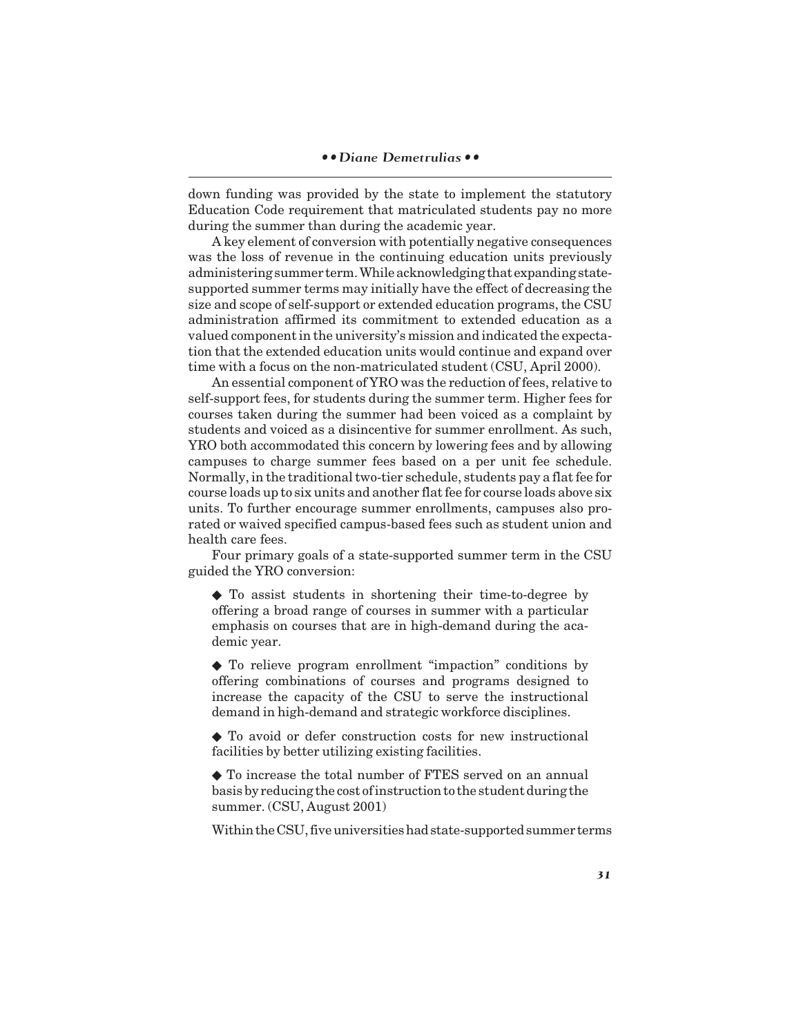down funding was provided by the state to implement the statutory Education Code requirement that matriculated students pay no more during the summer than during the academic year.

A key element of conversion with potentially negative consequences was the loss of revenue in the continuing education units previously administering summer term. While acknowledging that expanding state-supported summer terms may initially have the effect of decreasing the size and scope of self-support or extended education programs, the CSU administration affirmed its commitment to extended education as a valued component in the university's mission and indicated the expectation that the extended education units would continue and expand over time with a focus on the non-matriculated student (CSU, April 2000).

An essential component of YRO was the reduction of fees, relative to self-support fees, for students during the summer term. Higher fees for courses taken during the summer had been voiced as a complaint by students and voiced as a disincentive for summer enrollment. As such, YRO both accommodated this concern by lowering fees and by allowing campuses to charge summer fees based on a per unit fee schedule. Normally, in the traditional two-tier schedule, students pay a flat fee for course loads up to six units and another flat fee for course loads above six units. To further encourage summer enrollments, campuses also prorated or waived specified campus-based fees such as student union and health care fees.

Four primary goals of a state-supported summer term in the CSU guided the YRO conversion:

- To assist students in shortening their time-to-degree by offering a broad range of courses in summer with a particular emphasis on courses that are in high-demand during the academic year.

- To relieve program enrollment "impaction" conditions by offering combinations of courses and programs designed to increase the capacity of the CSU to serve the instructional demand in high-demand and strategic workforce disciplines.

- To avoid or defer construction costs for new instructional facilities by better utilizing existing facilities.

- To increase the total number of FTES served on an annual basis by reducing the cost of instruction to the student during the summer. (CSU, August 2001)

Within the CSU, five universities had state-supported summer terms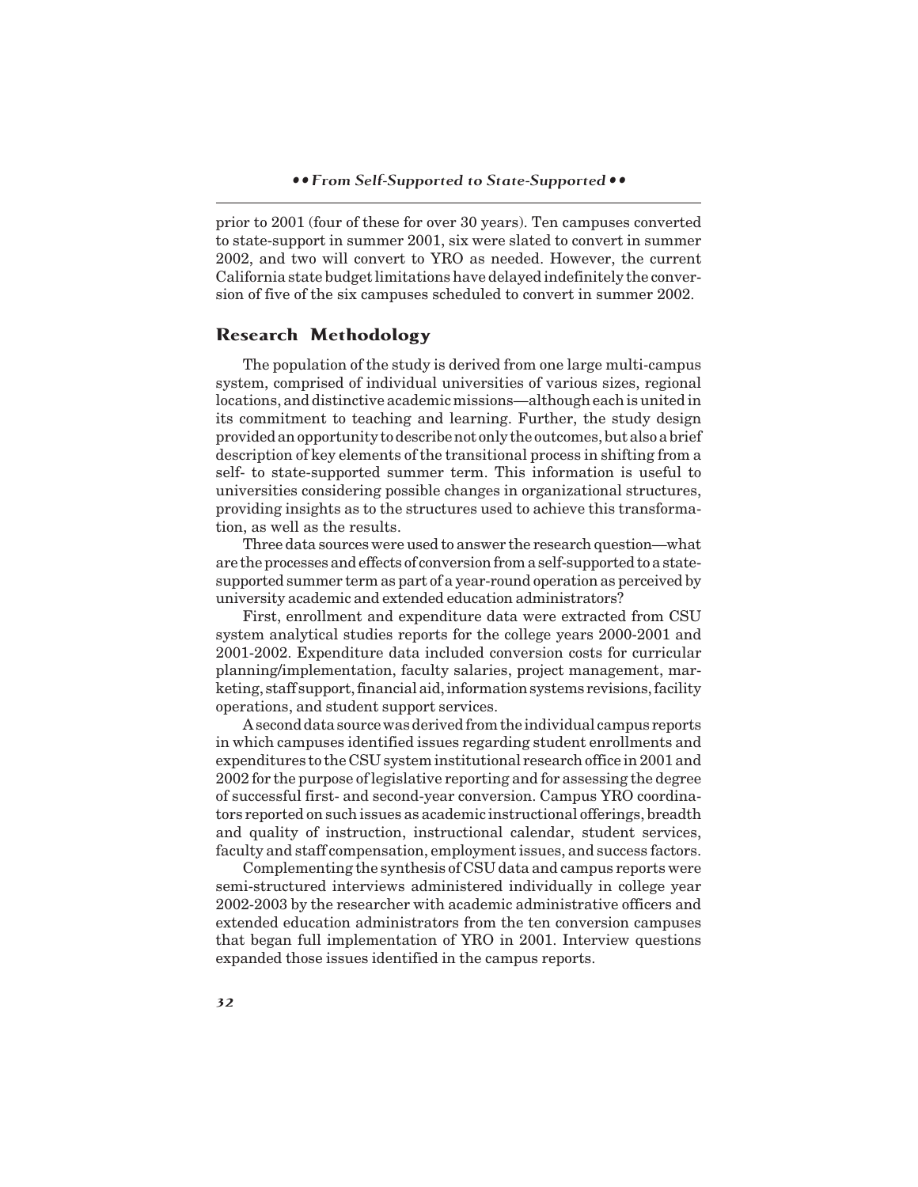prior to 2001 (four of these for over 30 years). Ten campuses converted to state-support in summer 2001, six were slated to convert in summer 2002, and two will convert to YRO as needed. However, the current California state budget limitations have delayed indefinitely the conversion of five of the six campuses scheduled to convert in summer 2002.

## Research Methodology

The population of the study is derived from one large multi-campus system, comprised of individual universities of various sizes, regional locations, and distinctive academic missions—although each is united in its commitment to teaching and learning. Further, the study design provided an opportunity to describe not only the outcomes, but also a brief description of key elements of the transitional process in shifting from a self- to state-supported summer term. This information is useful to universities considering possible changes in organizational structures, providing insights as to the structures used to achieve this transformation, as well as the results.

Three data sources were used to answer the research question—what are the processes and effects of conversion from a self-supported to a state-supported summer term as part of a year-round operation as perceived by university academic and extended education administrators?

First, enrollment and expenditure data were extracted from CSU system analytical studies reports for the college years 2000-2001 and 2001-2002. Expenditure data included conversion costs for curricular planning/implementation, faculty salaries, project management, marketing, staff support, financial aid, information systems revisions, facility operations, and student support services.

A second data source was derived from the individual campus reports in which campuses identified issues regarding student enrollments and expenditures to the CSU system institutional research office in 2001 and 2002 for the purpose of legislative reporting and for assessing the degree of successful first- and second-year conversion. Campus YRO coordinators reported on such issues as academic instructional offerings, breadth and quality of instruction, instructional calendar, student services, faculty and staff compensation, employment issues, and success factors.

Complementing the synthesis of CSU data and campus reports were semi-structured interviews administered individually in college year 2002-2003 by the researcher with academic administrative officers and extended education administrators from the ten conversion campuses that began full implementation of YRO in 2001. Interview questions expanded those issues identified in the campus reports.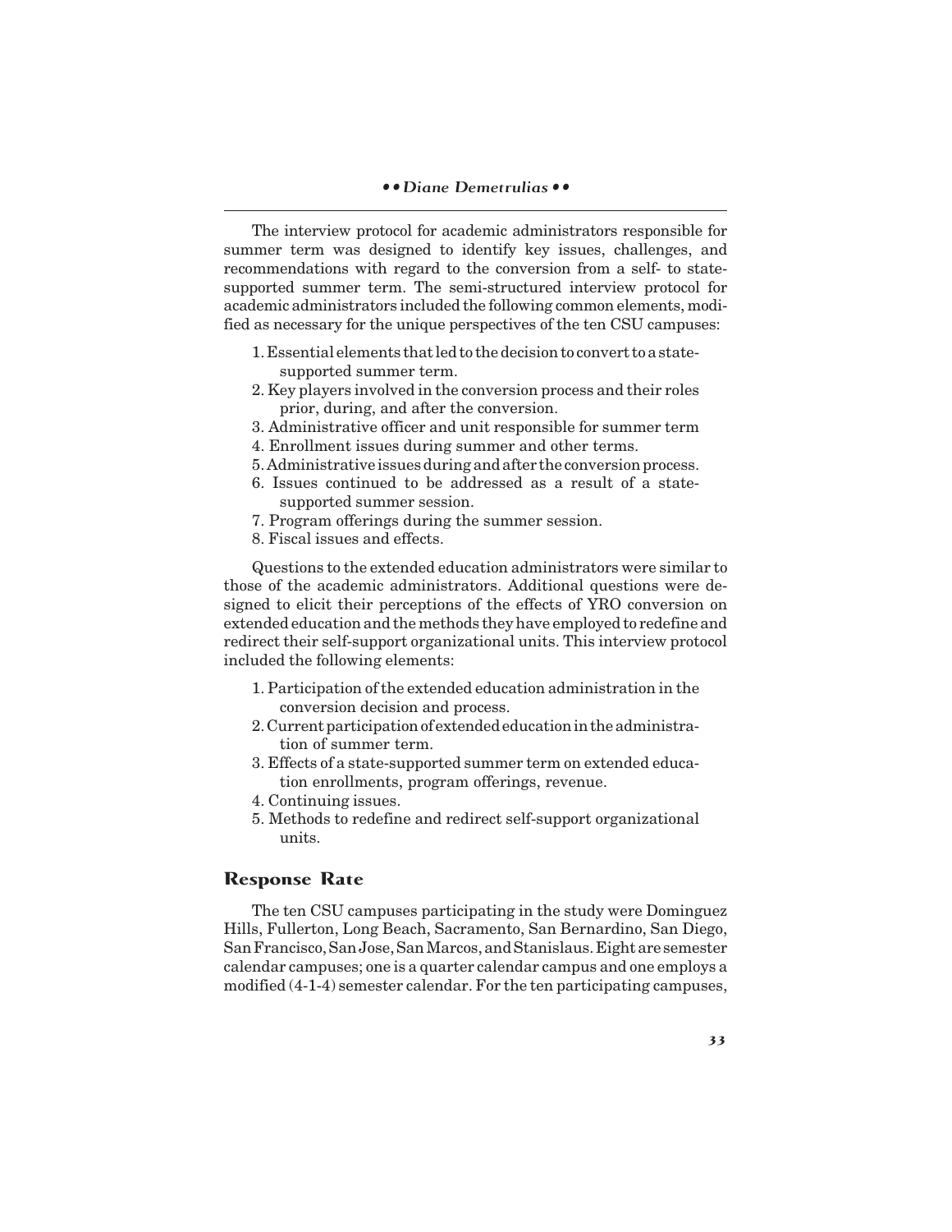The interview protocol for academic administrators responsible for summer term was designed to identify key issues, challenges, and recommendations with regard to the conversion from a self- to state-supported summer term. The semi-structured interview protocol for academic administrators included the following common elements, modified as necessary for the unique perspectives of the ten CSU campuses:

1. Essential elements that led to the decision to convert to a state-supported summer term.
2. Key players involved in the conversion process and their roles prior, during, and after the conversion.
3. Administrative officer and unit responsible for summer term
4. Enrollment issues during summer and other terms.
5. Administrative issues during and after the conversion process.
6. Issues continued to be addressed as a result of a state-supported summer session.
7. Program offerings during the summer session.
8. Fiscal issues and effects.

Questions to the extended education administrators were similar to those of the academic administrators. Additional questions were designed to elicit their perceptions of the effects of YRO conversion on extended education and the methods they have employed to redefine and redirect their self-support organizational units. This interview protocol included the following elements:

1. Participation of the extended education administration in the conversion decision and process.
2. Current participation of extended education in the administration of summer term.
3. Effects of a state-supported summer term on extended education enrollments, program offerings, revenue.
4. Continuing issues.
5. Methods to redefine and redirect self-support organizational units.

## Response Rate

The ten CSU campuses participating in the study were Dominguez Hills, Fullerton, Long Beach, Sacramento, San Bernardino, San Diego, San Francisco, San Jose, San Marcos, and Stanislaus. Eight are semester calendar campuses; one is a quarter calendar campus and one employs a modified (4-1-4) semester calendar. For the ten participating campuses,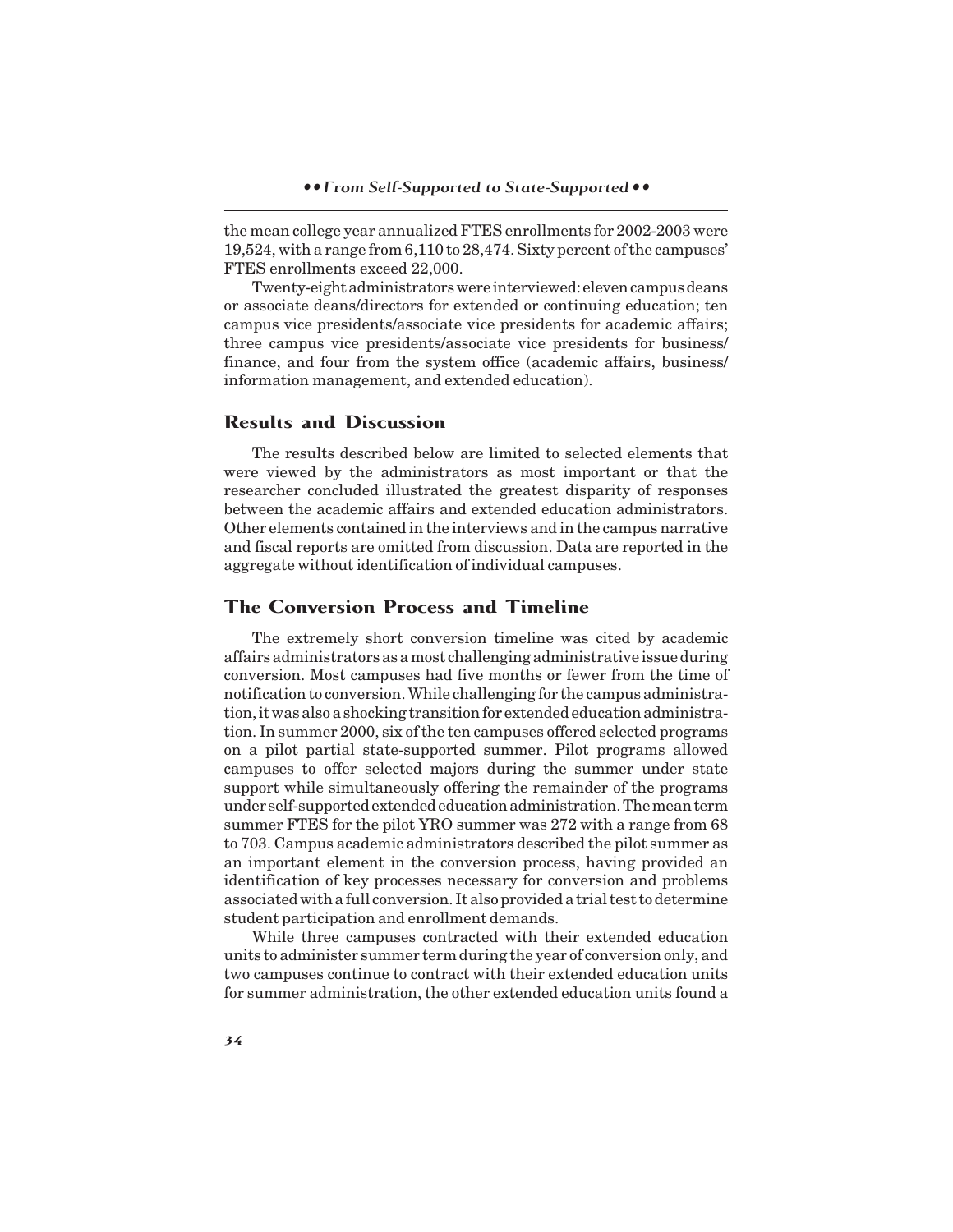the mean college year annualized FTES enrollments for 2002-2003 were 19,524, with a range from 6,110 to 28,474. Sixty percent of the campuses' FTES enrollments exceed 22,000.

Twenty-eight administrators were interviewed: eleven campus deans or associate deans/directors for extended or continuing education; ten campus vice presidents/associate vice presidents for academic affairs; three campus vice presidents/associate vice presidents for business/finance, and four from the system office (academic affairs, business/information management, and extended education).

## Results and Discussion

The results described below are limited to selected elements that were viewed by the administrators as most important or that the researcher concluded illustrated the greatest disparity of responses between the academic affairs and extended education administrators. Other elements contained in the interviews and in the campus narrative and fiscal reports are omitted from discussion. Data are reported in the aggregate without identification of individual campuses.

## The Conversion Process and Timeline

The extremely short conversion timeline was cited by academic affairs administrators as a most challenging administrative issue during conversion. Most campuses had five months or fewer from the time of notification to conversion. While challenging for the campus administration, it was also a shocking transition for extended education administration. In summer 2000, six of the ten campuses offered selected programs on a pilot partial state-supported summer. Pilot programs allowed campuses to offer selected majors during the summer under state support while simultaneously offering the remainder of the programs under self-supported extended education administration. The mean term summer FTES for the pilot YRO summer was 272 with a range from 68 to 703. Campus academic administrators described the pilot summer as an important element in the conversion process, having provided an identification of key processes necessary for conversion and problems associated with a full conversion. It also provided a trial test to determine student participation and enrollment demands.

While three campuses contracted with their extended education units to administer summer term during the year of conversion only, and two campuses continue to contract with their extended education units for summer administration, the other extended education units found a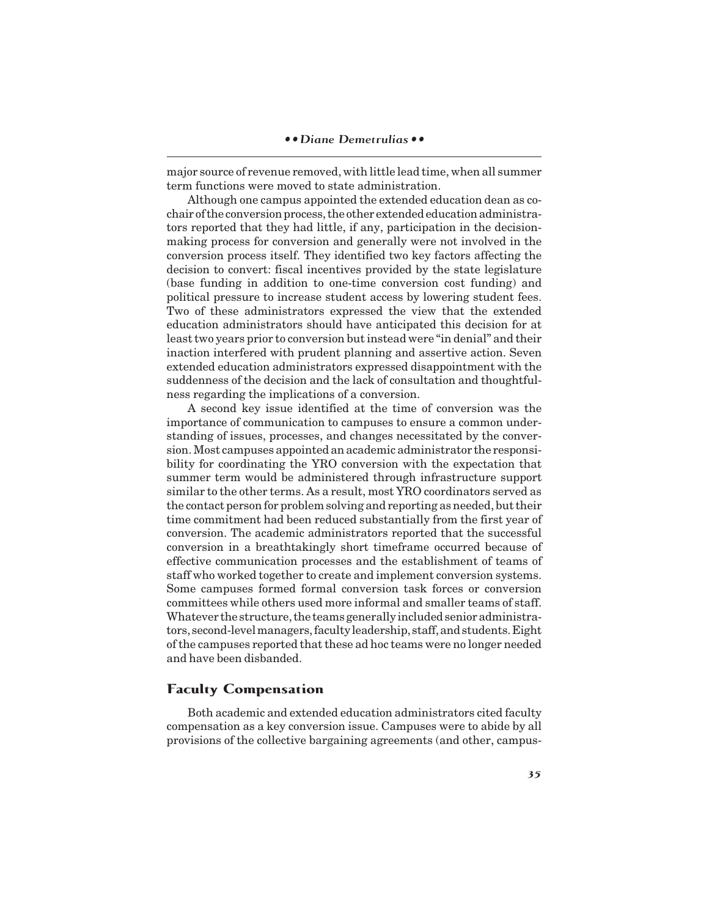major source of revenue removed, with little lead time, when all summer term functions were moved to state administration.

Although one campus appointed the extended education dean as co-chair of the conversion process, the other extended education administrators reported that they had little, if any, participation in the decision-making process for conversion and generally were not involved in the conversion process itself. They identified two key factors affecting the decision to convert: fiscal incentives provided by the state legislature (base funding in addition to one-time conversion cost funding) and political pressure to increase student access by lowering student fees. Two of these administrators expressed the view that the extended education administrators should have anticipated this decision for at least two years prior to conversion but instead were "in denial" and their inaction interfered with prudent planning and assertive action. Seven extended education administrators expressed disappointment with the suddenness of the decision and the lack of consultation and thoughtfulness regarding the implications of a conversion.

A second key issue identified at the time of conversion was the importance of communication to campuses to ensure a common understanding of issues, processes, and changes necessitated by the conversion. Most campuses appointed an academic administrator the responsibility for coordinating the YRO conversion with the expectation that summer term would be administered through infrastructure support similar to the other terms. As a result, most YRO coordinators served as the contact person for problem solving and reporting as needed, but their time commitment had been reduced substantially from the first year of conversion. The academic administrators reported that the successful conversion in a breathtakingly short timeframe occurred because of effective communication processes and the establishment of teams of staff who worked together to create and implement conversion systems. Some campuses formed formal conversion task forces or conversion committees while others used more informal and smaller teams of staff. Whatever the structure, the teams generally included senior administrators, second-level managers, faculty leadership, staff, and students. Eight of the campuses reported that these ad hoc teams were no longer needed and have been disbanded.

## Faculty Compensation

Both academic and extended education administrators cited faculty compensation as a key conversion issue. Campuses were to abide by all provisions of the collective bargaining agreements (and other, campus-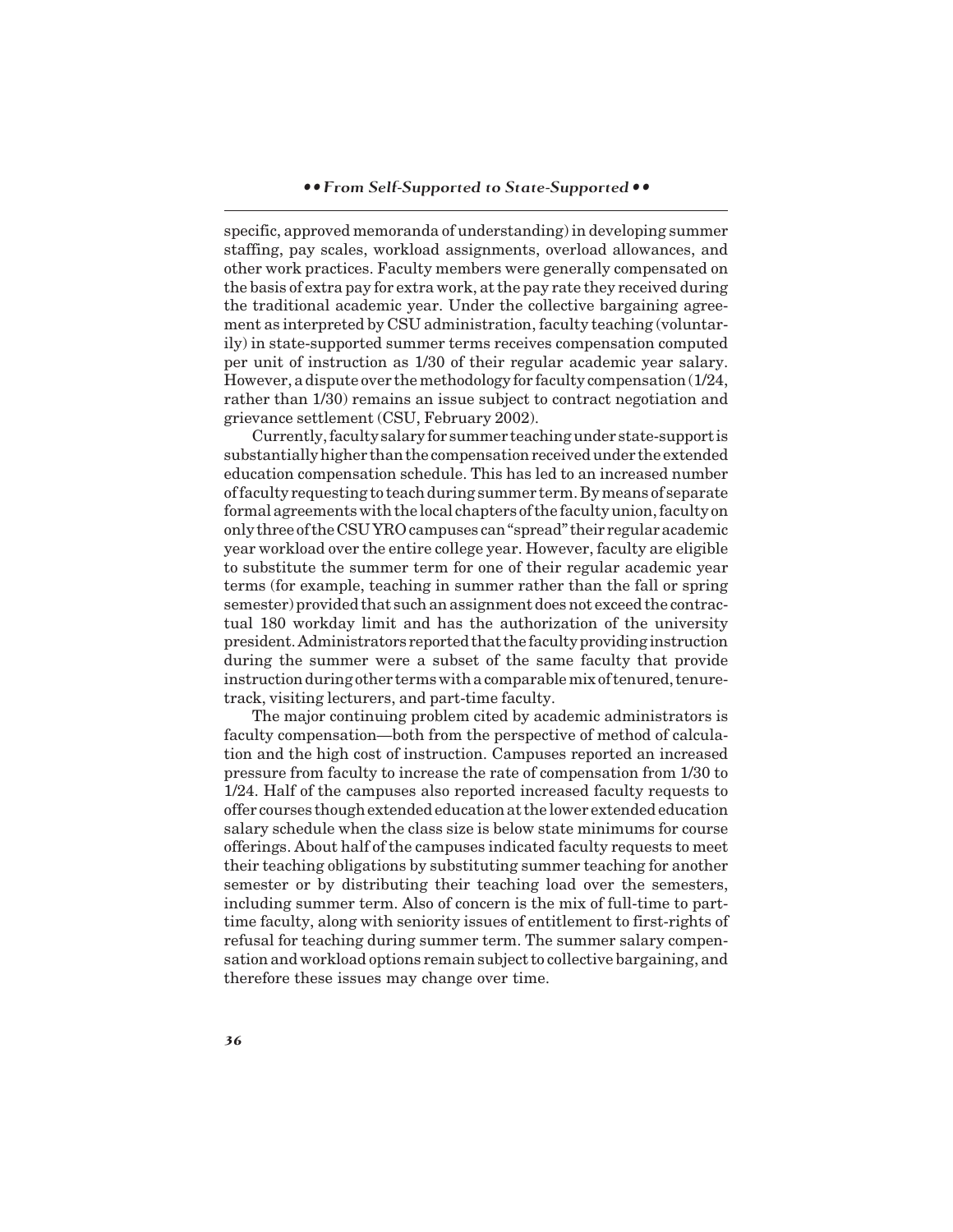specific, approved memoranda of understanding) in developing summer staffing, pay scales, workload assignments, overload allowances, and other work practices. Faculty members were generally compensated on the basis of extra pay for extra work, at the pay rate they received during the traditional academic year. Under the collective bargaining agreement as interpreted by CSU administration, faculty teaching (voluntarily) in state-supported summer terms receives compensation computed per unit of instruction as 1/30 of their regular academic year salary. However, a dispute over the methodology for faculty compensation (1/24, rather than 1/30) remains an issue subject to contract negotiation and grievance settlement (CSU, February 2002).

Currently, faculty salary for summer teaching under state-support is substantially higher than the compensation received under the extended education compensation schedule. This has led to an increased number of faculty requesting to teach during summer term. By means of separate formal agreements with the local chapters of the faculty union, faculty on only three of the CSU YRO campuses can "spread" their regular academic year workload over the entire college year. However, faculty are eligible to substitute the summer term for one of their regular academic year terms (for example, teaching in summer rather than the fall or spring semester) provided that such an assignment does not exceed the contractual 180 workday limit and has the authorization of the university president. Administrators reported that the faculty providing instruction during the summer were a subset of the same faculty that provide instruction during other terms with a comparable mix of tenured, tenure-track, visiting lecturers, and part-time faculty.

The major continuing problem cited by academic administrators is faculty compensation—both from the perspective of method of calculation and the high cost of instruction. Campuses reported an increased pressure from faculty to increase the rate of compensation from 1/30 to 1/24. Half of the campuses also reported increased faculty requests to offer courses though extended education at the lower extended education salary schedule when the class size is below state minimums for course offerings. About half of the campuses indicated faculty requests to meet their teaching obligations by substituting summer teaching for another semester or by distributing their teaching load over the semesters, including summer term. Also of concern is the mix of full-time to part-time faculty, along with seniority issues of entitlement to first-rights of refusal for teaching during summer term. The summer salary compensation and workload options remain subject to collective bargaining, and therefore these issues may change over time.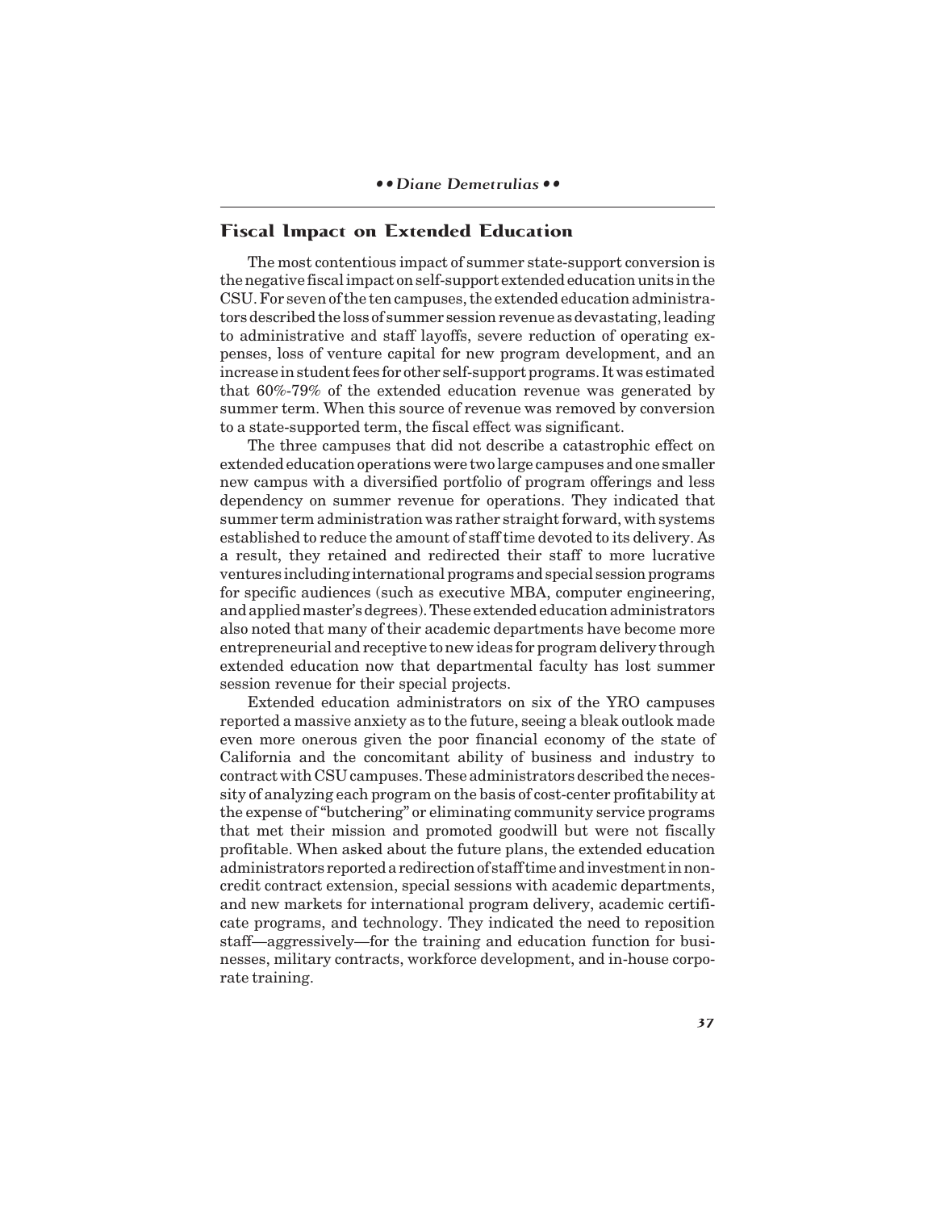## Fiscal Impact on Extended Education

The most contentious impact of summer state-support conversion is the negative fiscal impact on self-support extended education units in the CSU. For seven of the ten campuses, the extended education administrators described the loss of summer session revenue as devastating, leading to administrative and staff layoffs, severe reduction of operating expenses, loss of venture capital for new program development, and an increase in student fees for other self-support programs. It was estimated that 60%-79% of the extended education revenue was generated by summer term. When this source of revenue was removed by conversion to a state-supported term, the fiscal effect was significant.

The three campuses that did not describe a catastrophic effect on extended education operations were two large campuses and one smaller new campus with a diversified portfolio of program offerings and less dependency on summer revenue for operations. They indicated that summer term administration was rather straight forward, with systems established to reduce the amount of staff time devoted to its delivery. As a result, they retained and redirected their staff to more lucrative ventures including international programs and special session programs for specific audiences (such as executive MBA, computer engineering, and applied master's degrees). These extended education administrators also noted that many of their academic departments have become more entrepreneurial and receptive to new ideas for program delivery through extended education now that departmental faculty has lost summer session revenue for their special projects.

Extended education administrators on six of the YRO campuses reported a massive anxiety as to the future, seeing a bleak outlook made even more onerous given the poor financial economy of the state of California and the concomitant ability of business and industry to contract with CSU campuses. These administrators described the necessity of analyzing each program on the basis of cost-center profitability at the expense of "butchering" or eliminating community service programs that met their mission and promoted goodwill but were not fiscally profitable. When asked about the future plans, the extended education administrators reported a redirection of staff time and investment in non-credit contract extension, special sessions with academic departments, and new markets for international program delivery, academic certificate programs, and technology. They indicated the need to reposition staff—aggressively—for the training and education function for businesses, military contracts, workforce development, and in-house corporate training.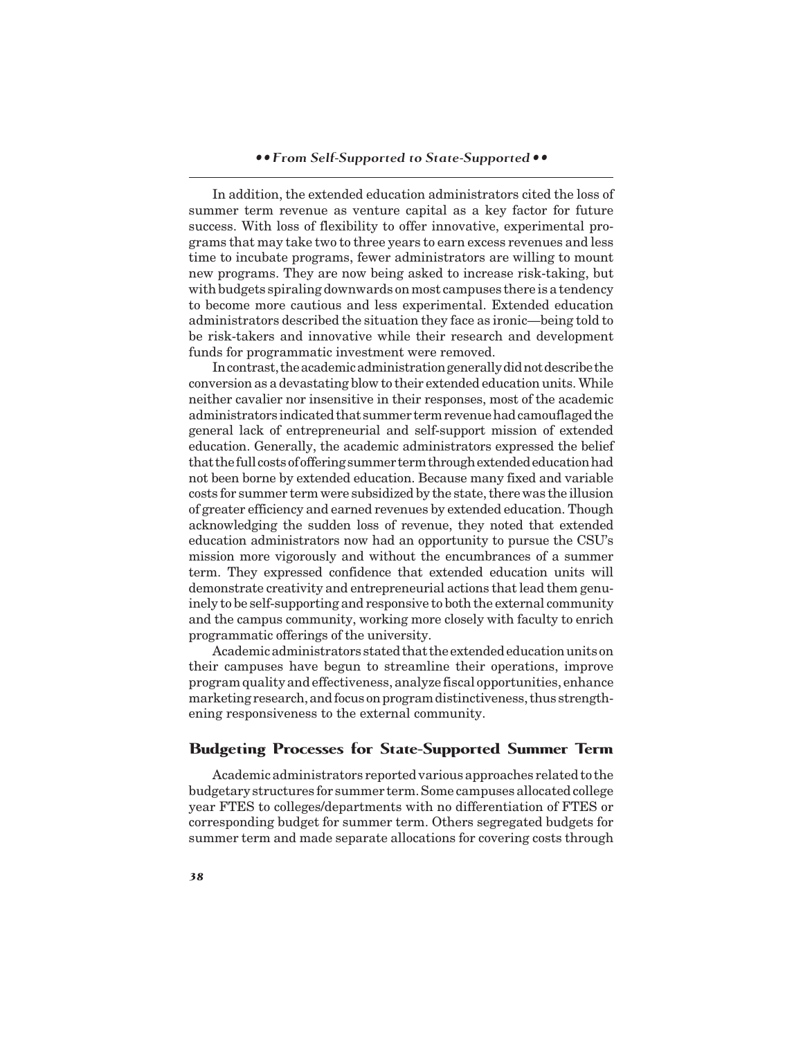In addition, the extended education administrators cited the loss of summer term revenue as venture capital as a key factor for future success. With loss of flexibility to offer innovative, experimental programs that may take two to three years to earn excess revenues and less time to incubate programs, fewer administrators are willing to mount new programs. They are now being asked to increase risk-taking, but with budgets spiraling downwards on most campuses there is a tendency to become more cautious and less experimental. Extended education administrators described the situation they face as ironic—being told to be risk-takers and innovative while their research and development funds for programmatic investment were removed.

In contrast, the academic administration generally did not describe the conversion as a devastating blow to their extended education units. While neither cavalier nor insensitive in their responses, most of the academic administrators indicated that summer term revenue had camouflaged the general lack of entrepreneurial and self-support mission of extended education. Generally, the academic administrators expressed the belief that the full costs of offering summer term through extended education had not been borne by extended education. Because many fixed and variable costs for summer term were subsidized by the state, there was the illusion of greater efficiency and earned revenues by extended education. Though acknowledging the sudden loss of revenue, they noted that extended education administrators now had an opportunity to pursue the CSU's mission more vigorously and without the encumbrances of a summer term. They expressed confidence that extended education units will demonstrate creativity and entrepreneurial actions that lead them genuinely to be self-supporting and responsive to both the external community and the campus community, working more closely with faculty to enrich programmatic offerings of the university.

Academic administrators stated that the extended education units on their campuses have begun to streamline their operations, improve program quality and effectiveness, analyze fiscal opportunities, enhance marketing research, and focus on program distinctiveness, thus strengthening responsiveness to the external community.

## Budgeting Processes for State-Supported Summer Term

Academic administrators reported various approaches related to the budgetary structures for summer term. Some campuses allocated college year FTES to colleges/departments with no differentiation of FTES or corresponding budget for summer term. Others segregated budgets for summer term and made separate allocations for covering costs through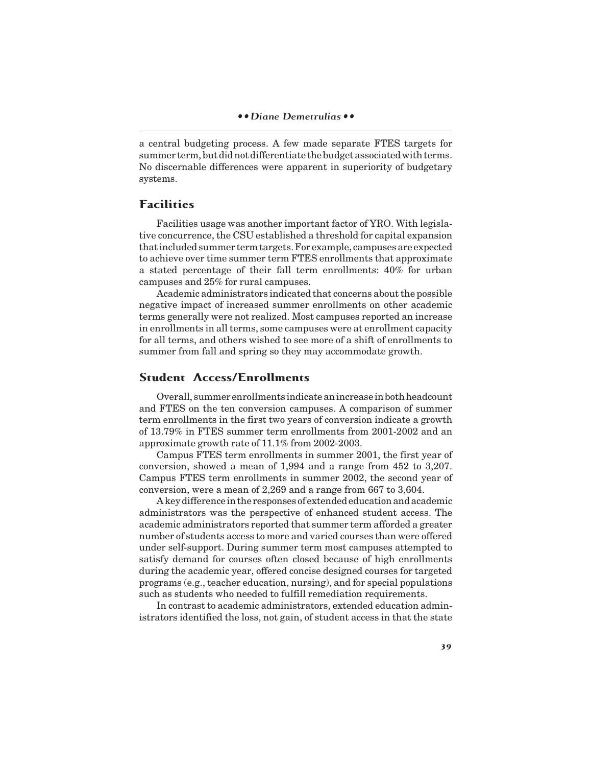a central budgeting process. A few made separate FTES targets for summer term, but did not differentiate the budget associated with terms. No discernable differences were apparent in superiority of budgetary systems.

## Facilities

Facilities usage was another important factor of YRO. With legislative concurrence, the CSU established a threshold for capital expansion that included summer term targets. For example, campuses are expected to achieve over time summer term FTES enrollments that approximate a stated percentage of their fall term enrollments: 40% for urban campuses and 25% for rural campuses.

Academic administrators indicated that concerns about the possible negative impact of increased summer enrollments on other academic terms generally were not realized. Most campuses reported an increase in enrollments in all terms, some campuses were at enrollment capacity for all terms, and others wished to see more of a shift of enrollments to summer from fall and spring so they may accommodate growth.

## Student Access/Enrollments

Overall, summer enrollments indicate an increase in both headcount and FTES on the ten conversion campuses. A comparison of summer term enrollments in the first two years of conversion indicate a growth of 13.79% in FTES summer term enrollments from 2001-2002 and an approximate growth rate of 11.1% from 2002-2003.

Campus FTES term enrollments in summer 2001, the first year of conversion, showed a mean of 1,994 and a range from 452 to 3,207. Campus FTES term enrollments in summer 2002, the second year of conversion, were a mean of 2,269 and a range from 667 to 3,604.

A key difference in the responses of extended education and academic administrators was the perspective of enhanced student access. The academic administrators reported that summer term afforded a greater number of students access to more and varied courses than were offered under self-support. During summer term most campuses attempted to satisfy demand for courses often closed because of high enrollments during the academic year, offered concise designed courses for targeted programs (e.g., teacher education, nursing), and for special populations such as students who needed to fulfill remediation requirements.

In contrast to academic administrators, extended education administrators identified the loss, not gain, of student access in that the state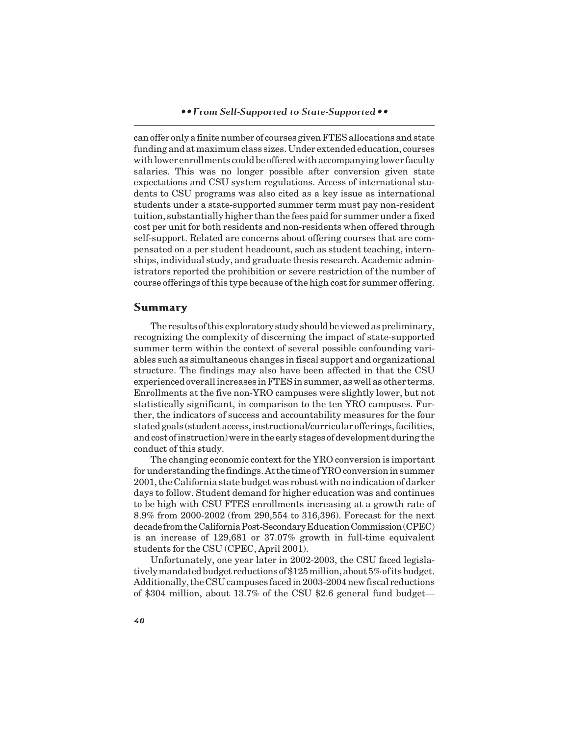can offer only a finite number of courses given FTES allocations and state funding and at maximum class sizes. Under extended education, courses with lower enrollments could be offered with accompanying lower faculty salaries. This was no longer possible after conversion given state expectations and CSU system regulations. Access of international students to CSU programs was also cited as a key issue as international students under a state-supported summer term must pay non-resident tuition, substantially higher than the fees paid for summer under a fixed cost per unit for both residents and non-residents when offered through self-support. Related are concerns about offering courses that are compensated on a per student headcount, such as student teaching, internships, individual study, and graduate thesis research. Academic administrators reported the prohibition or severe restriction of the number of course offerings of this type because of the high cost for summer offering.

## Summary

The results of this exploratory study should be viewed as preliminary, recognizing the complexity of discerning the impact of state-supported summer term within the context of several possible confounding variables such as simultaneous changes in fiscal support and organizational structure. The findings may also have been affected in that the CSU experienced overall increases in FTES in summer, as well as other terms. Enrollments at the five non-YRO campuses were slightly lower, but not statistically significant, in comparison to the ten YRO campuses. Further, the indicators of success and accountability measures for the four stated goals (student access, instructional/curricular offerings, facilities, and cost of instruction) were in the early stages of development during the conduct of this study.

The changing economic context for the YRO conversion is important for understanding the findings. At the time of YRO conversion in summer 2001, the California state budget was robust with no indication of darker days to follow. Student demand for higher education was and continues to be high with CSU FTES enrollments increasing at a growth rate of 8.9% from 2000-2002 (from 290,554 to 316,396). Forecast for the next decade from the California Post-Secondary Education Commission (CPEC) is an increase of 129,681 or 37.07% growth in full-time equivalent students for the CSU (CPEC, April 2001).

Unfortunately, one year later in 2002-2003, the CSU faced legislatively mandated budget reductions of $125 million, about 5% of its budget. Additionally, the CSU campuses faced in 2003-2004 new fiscal reductions of $304 million, about 13.7% of the CSU $2.6 general fund budget—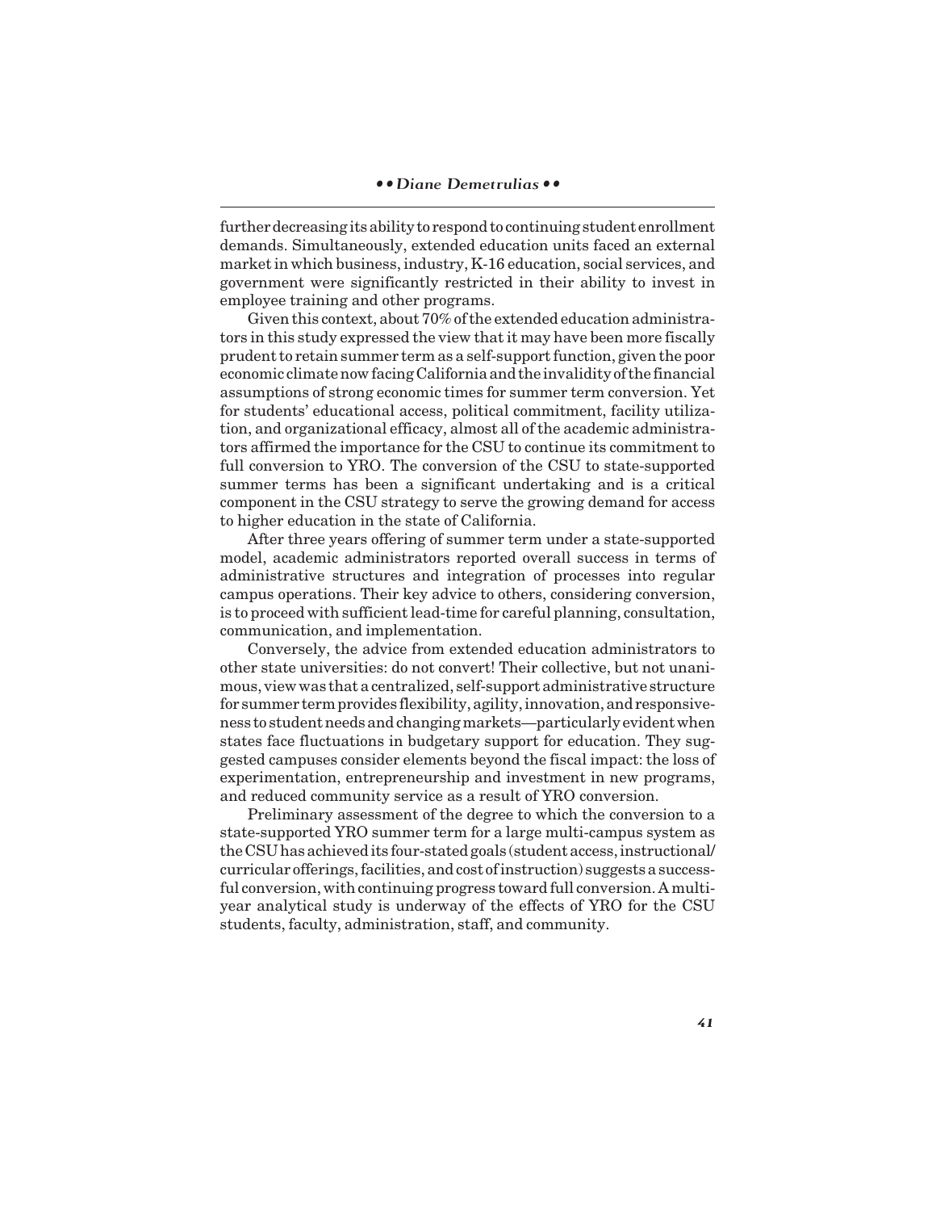further decreasing its ability to respond to continuing student enrollment demands. Simultaneously, extended education units faced an external market in which business, industry, K-16 education, social services, and government were significantly restricted in their ability to invest in employee training and other programs.

Given this context, about 70% of the extended education administrators in this study expressed the view that it may have been more fiscally prudent to retain summer term as a self-support function, given the poor economic climate now facing California and the invalidity of the financial assumptions of strong economic times for summer term conversion. Yet for students' educational access, political commitment, facility utilization, and organizational efficacy, almost all of the academic administrators affirmed the importance for the CSU to continue its commitment to full conversion to YRO. The conversion of the CSU to state-supported summer terms has been a significant undertaking and is a critical component in the CSU strategy to serve the growing demand for access to higher education in the state of California.

After three years offering of summer term under a state-supported model, academic administrators reported overall success in terms of administrative structures and integration of processes into regular campus operations. Their key advice to others, considering conversion, is to proceed with sufficient lead-time for careful planning, consultation, communication, and implementation.

Conversely, the advice from extended education administrators to other state universities: do not convert! Their collective, but not unanimous, view was that a centralized, self-support administrative structure for summer term provides flexibility, agility, innovation, and responsiveness to student needs and changing markets—particularly evident when states face fluctuations in budgetary support for education. They suggested campuses consider elements beyond the fiscal impact: the loss of experimentation, entrepreneurship and investment in new programs, and reduced community service as a result of YRO conversion.

Preliminary assessment of the degree to which the conversion to a state-supported YRO summer term for a large multi-campus system as the CSU has achieved its four-stated goals (student access, instructional/curricular offerings, facilities, and cost of instruction) suggests a successful conversion, with continuing progress toward full conversion. A multi-year analytical study is underway of the effects of YRO for the CSU students, faculty, administration, staff, and community.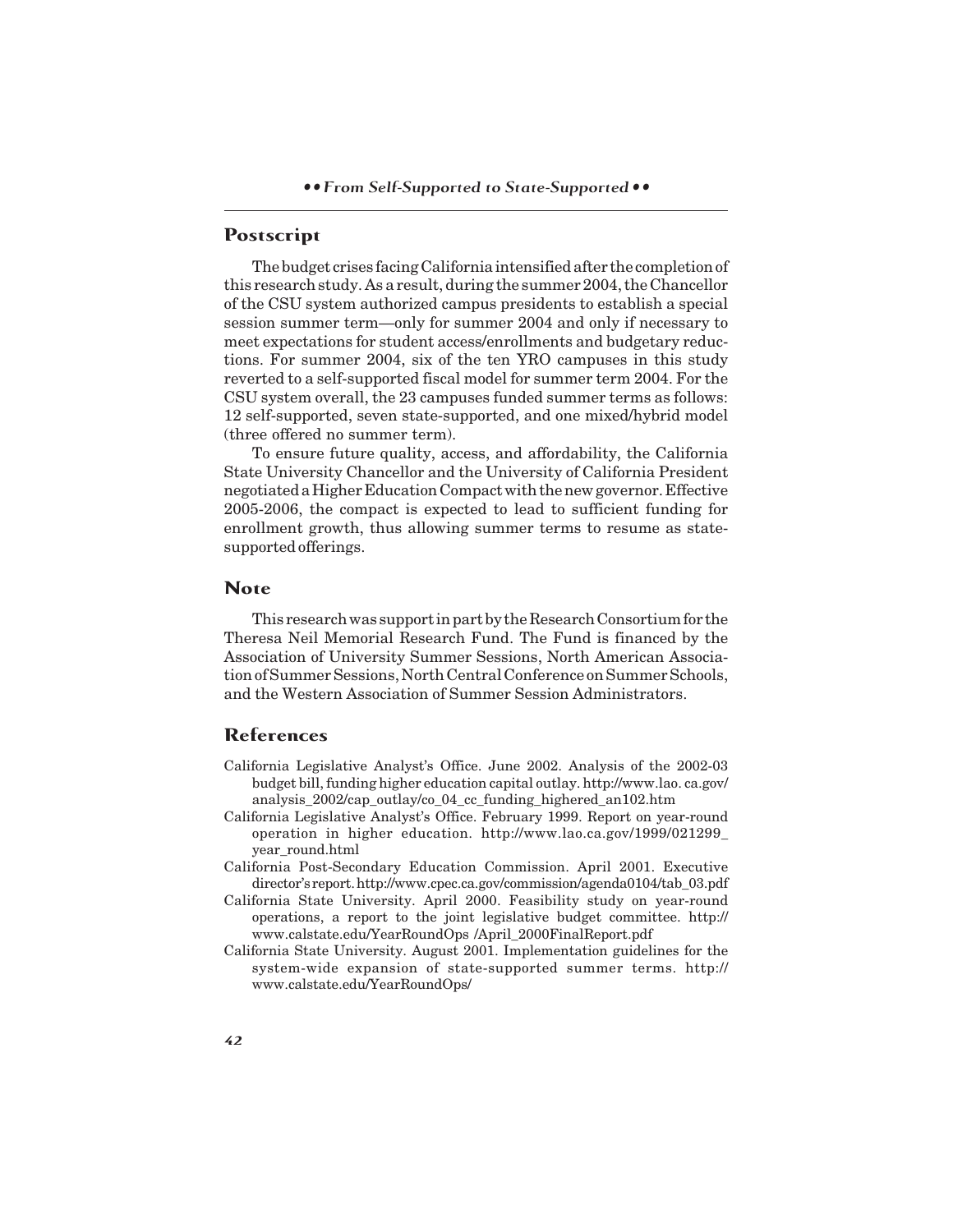## Postscript

The budget crises facing California intensified after the completion of this research study. As a result, during the summer 2004, the Chancellor of the CSU system authorized campus presidents to establish a special session summer term—only for summer 2004 and only if necessary to meet expectations for student access/enrollments and budgetary reductions. For summer 2004, six of the ten YRO campuses in this study reverted to a self-supported fiscal model for summer term 2004. For the CSU system overall, the 23 campuses funded summer terms as follows: 12 self-supported, seven state-supported, and one mixed/hybrid model (three offered no summer term).

To ensure future quality, access, and affordability, the California State University Chancellor and the University of California President negotiated a Higher Education Compact with the new governor. Effective 2005-2006, the compact is expected to lead to sufficient funding for enrollment growth, thus allowing summer terms to resume as state-supported offerings.

## Note

This research was support in part by the Research Consortium for the Theresa Neil Memorial Research Fund. The Fund is financed by the Association of University Summer Sessions, North American Association of Summer Sessions, North Central Conference on Summer Schools, and the Western Association of Summer Session Administrators.

## References

California Legislative Analyst's Office. June 2002. Analysis of the 2002-03 budget bill, funding higher education capital outlay. http://www.lao. ca.gov/analysis_2002/cap_outlay/co_04_cc_funding_highered_an102.htm

California Legislative Analyst's Office. February 1999. Report on year-round operation in higher education. http://www.lao.ca.gov/1999/021299_year_round.html

California Post-Secondary Education Commission. April 2001. Executive director's report. http://www.cpec.ca.gov/commission/agenda0104/tab_03.pdf

California State University. April 2000. Feasibility study on year-round operations, a report to the joint legislative budget committee. http://www.calstate.edu/YearRoundOps /April_2000FinalReport.pdf

California State University. August 2001. Implementation guidelines for the system-wide expansion of state-supported summer terms. http://www.calstate.edu/YearRoundOps/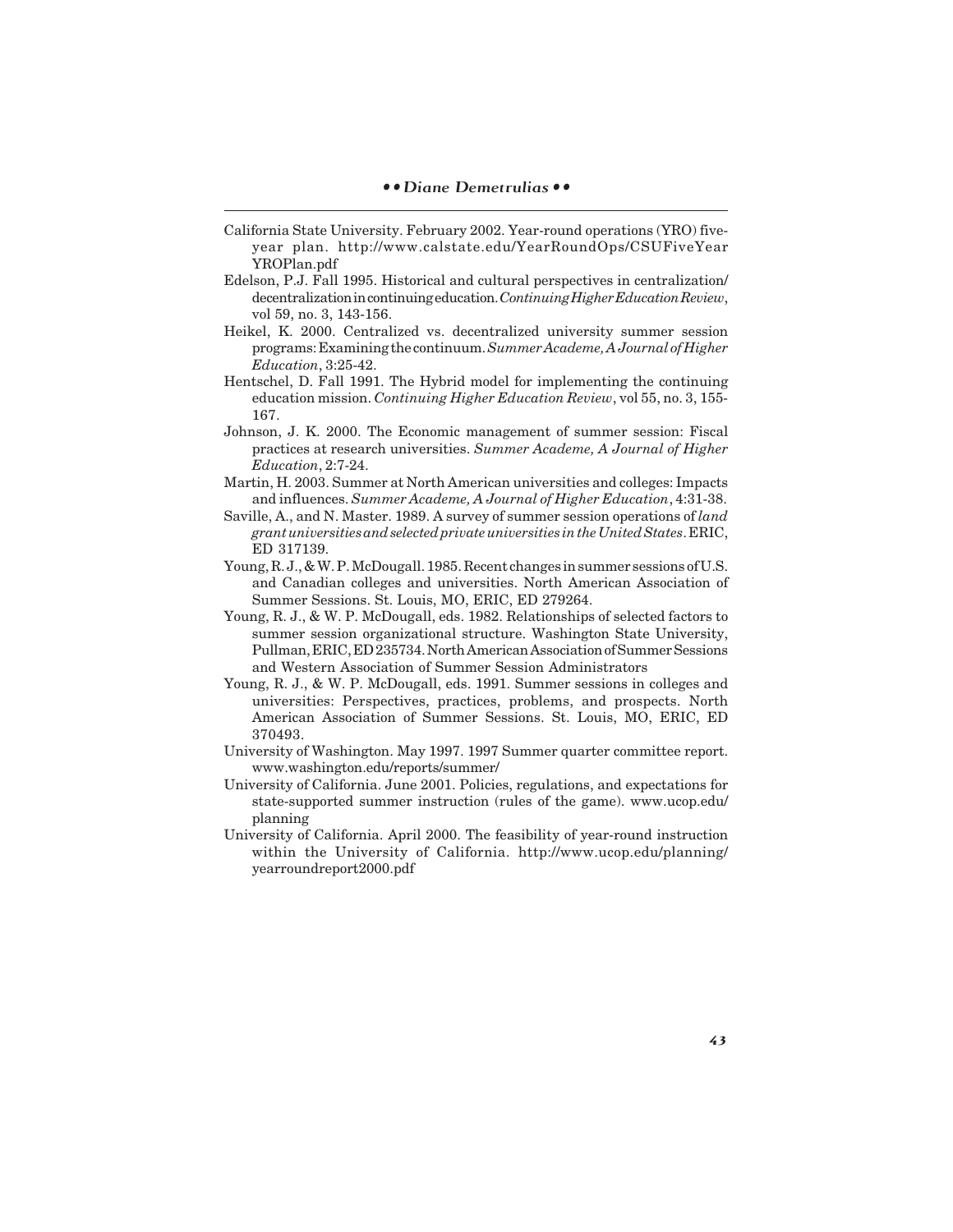California State University. February 2002. Year-round operations (YRO) five-year plan. http://www.calstate.edu/YearRoundOps/CSUFiveYearYROPlan.pdf

Edelson, P.J. Fall 1995. Historical and cultural perspectives in centralization/decentralization in continuing education. *Continuing Higher Education Review*, vol 59, no. 3, 143-156.

Heikel, K. 2000. Centralized vs. decentralized university summer session programs: Examining the continuum. *Summer Academe, A Journal of Higher Education*, 3:25-42.

Hentschel, D. Fall 1991. The Hybrid model for implementing the continuing education mission. *Continuing Higher Education Review*, vol 55, no. 3, 155-167.

Johnson, J. K. 2000. The Economic management of summer session: Fiscal practices at research universities. *Summer Academe, A Journal of Higher Education*, 2:7-24.

Martin, H. 2003. Summer at North American universities and colleges: Impacts and influences. *Summer Academe, A Journal of Higher Education*, 4:31-38.

Saville, A., and N. Master. 1989. A survey of summer session operations of *land grant universities and selected private universities in the United States*. ERIC, ED 317139.

Young, R. J., & W. P. McDougall. 1985. Recent changes in summer sessions of U.S. and Canadian colleges and universities. North American Association of Summer Sessions. St. Louis, MO, ERIC, ED 279264.

Young, R. J., & W. P. McDougall, eds. 1982. Relationships of selected factors to summer session organizational structure. Washington State University, Pullman, ERIC, ED 235734. North American Association of Summer Sessions and Western Association of Summer Session Administrators

Young, R. J., & W. P. McDougall, eds. 1991. Summer sessions in colleges and universities: Perspectives, practices, problems, and prospects. North American Association of Summer Sessions. St. Louis, MO, ERIC, ED 370493.

University of Washington. May 1997. 1997 Summer quarter committee report. www.washington.edu/reports/summer/

University of California. June 2001. Policies, regulations, and expectations for state-supported summer instruction (rules of the game). www.ucop.edu/planning

University of California. April 2000. The feasibility of year-round instruction within the University of California. http://www.ucop.edu/planning/yearroundreport2000.pdf